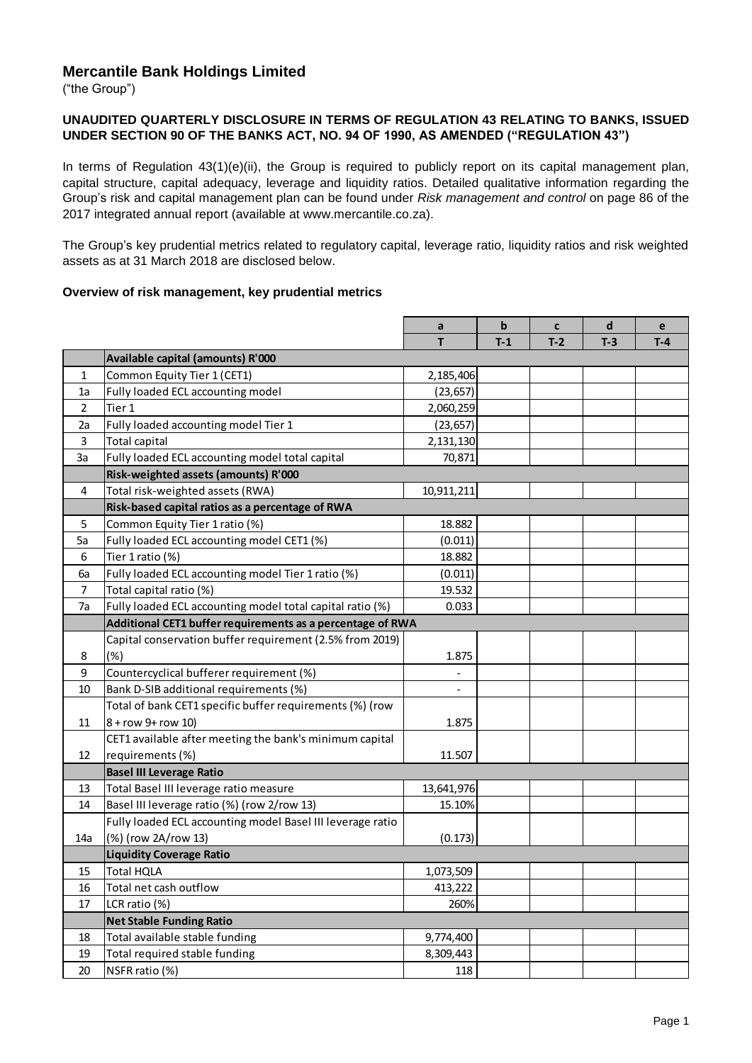# Mercantile Bank Holdings Limited

("the Group")

**UNAUDITED QUARTERLY DISCLOSURE IN TERMS OF REGULATION 43 RELATING TO BANKS, ISSUED UNDER SECTION 90 OF THE BANKS ACT, NO. 94 OF 1990, AS AMENDED ("REGULATION 43")**

In terms of Regulation 43(1)(e)(ii), the Group is required to publicly report on its capital management plan, capital structure, capital adequacy, leverage and liquidity ratios. Detailed qualitative information regarding the Group's risk and capital management plan can be found under *Risk management and control* on page 86 of the 2017 integrated annual report (available at www.mercantile.co.za).

The Group's key prudential metrics related to regulatory capital, leverage ratio, liquidity ratios and risk weighted assets as at 31 March 2018 are disclosed below.

**Overview of risk management, key prudential metrics**

| | | a | b | c | d | e |
|---|---|---|---|---|---|---|
| | | T | T-1 | T-2 | T-3 | T-4 |
| | **Available capital (amounts) R'000** | | | | | |
| 1 | Common Equity Tier 1 (CET1) | 2,185,406 | | | | |
| 1a | Fully loaded ECL accounting model | (23,657) | | | | |
| 2 | Tier 1 | 2,060,259 | | | | |
| 2a | Fully loaded accounting model Tier 1 | (23,657) | | | | |
| 3 | Total capital | 2,131,130 | | | | |
| 3a | Fully loaded ECL accounting model total capital | 70,871 | | | | |
| | **Risk-weighted assets (amounts) R'000** | | | | | |
| 4 | Total risk-weighted assets (RWA) | 10,911,211 | | | | |
| | **Risk-based capital ratios as a percentage of RWA** | | | | | |
| 5 | Common Equity Tier 1 ratio (%) | 18.882 | | | | |
| 5a | Fully loaded ECL accounting model CET1 (%) | (0.011) | | | | |
| 6 | Tier 1 ratio (%) | 18.882 | | | | |
| 6a | Fully loaded ECL accounting model Tier 1 ratio (%) | (0.011) | | | | |
| 7 | Total capital ratio (%) | 19.532 | | | | |
| 7a | Fully loaded ECL accounting model total capital ratio (%) | 0.033 | | | | |
| | **Additional CET1 buffer requirements as a percentage of RWA** | | | | | |
| 8 | Capital conservation buffer requirement (2.5% from 2019) (%) | 1.875 | | | | |
| 9 | Countercyclical bufferer requirement (%) | - | | | | |
| 10 | Bank D-SIB additional requirements (%) | - | | | | |
| 11 | Total of bank CET1 specific buffer requirements (%) (row 8 + row 9+ row 10) | 1.875 | | | | |
| 12 | CET1 available after meeting the bank's minimum capital requirements (%) | 11.507 | | | | |
| | **Basel III Leverage Ratio** | | | | | |
| 13 | Total Basel III leverage ratio measure | 13,641,976 | | | | |
| 14 | Basel III leverage ratio (%) (row 2/row 13) | 15.10% | | | | |
| 14a | Fully loaded ECL accounting model Basel III leverage ratio (%) (row 2A/row 13) | (0.173) | | | | |
| | **Liquidity Coverage Ratio** | | | | | |
| 15 | Total HQLA | 1,073,509 | | | | |
| 16 | Total net cash outflow | 413,222 | | | | |
| 17 | LCR ratio (%) | 260% | | | | |
| | **Net Stable Funding Ratio** | | | | | |
| 18 | Total available stable funding | 9,774,400 | | | | |
| 19 | Total required stable funding | 8,309,443 | | | | |
| 20 | NSFR ratio (%) | 118 | | | | |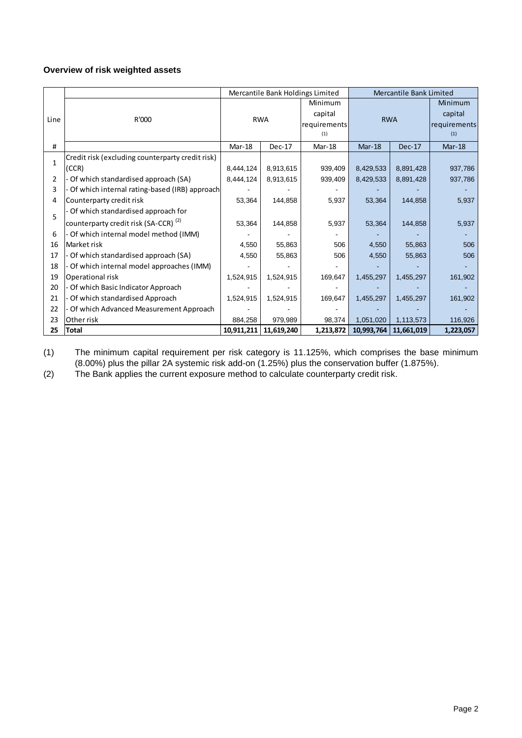**Overview of risk weighted assets**

| Line | R'000 | Mercantile Bank Holdings Limited | | | Mercantile Bank Limited | | |
|---|---|---|---|---|---|---|---|
| | | RWA | | Minimum capital requirements (1) | RWA | | Minimum capital requirements (1) |
| # | | Mar-18 | Dec-17 | Mar-18 | Mar-18 | Dec-17 | Mar-18 |
| 1 | Credit risk (excluding counterparty credit risk) (CCR) | 8,444,124 | 8,913,615 | 939,409 | 8,429,533 | 8,891,428 | 937,786 |
| 2 | - Of which standardised approach (SA) | 8,444,124 | 8,913,615 | 939,409 | 8,429,533 | 8,891,428 | 937,786 |
| 3 | - Of which internal rating-based (IRB) approach | - | - | - | - | - | - |
| 4 | Counterparty credit risk | 53,364 | 144,858 | 5,937 | 53,364 | 144,858 | 5,937 |
| 5 | - Of which standardised approach for counterparty credit risk (SA-CCR) (2) | 53,364 | 144,858 | 5,937 | 53,364 | 144,858 | 5,937 |
| 6 | - Of which internal model method (IMM) | - | - | - | - | - | - |
| 16 | Market risk | 4,550 | 55,863 | 506 | 4,550 | 55,863 | 506 |
| 17 | - Of which standardised approach (SA) | 4,550 | 55,863 | 506 | 4,550 | 55,863 | 506 |
| 18 | - Of which internal model approaches (IMM) | - | - | - | - | - | - |
| 19 | Operational risk | 1,524,915 | 1,524,915 | 169,647 | 1,455,297 | 1,455,297 | 161,902 |
| 20 | - Of which Basic Indicator Approach | - | - | - | - | - | - |
| 21 | - Of which standardised Approach | 1,524,915 | 1,524,915 | 169,647 | 1,455,297 | 1,455,297 | 161,902 |
| 22 | - Of which Advanced Measurement Approach | - | - | - | - | - | - |
| 23 | Other risk | 884,258 | 979,989 | 98,374 | 1,051,020 | 1,113,573 | 116,926 |
| **25** | **Total** | **10,911,211** | **11,619,240** | **1,213,872** | **10,993,764** | **11,661,019** | **1,223,057** |

(1) The minimum capital requirement per risk category is 11.125%, which comprises the base minimum (8.00%) plus the pillar 2A systemic risk add-on (1.25%) plus the conservation buffer (1.875%).

(2) The Bank applies the current exposure method to calculate counterparty credit risk.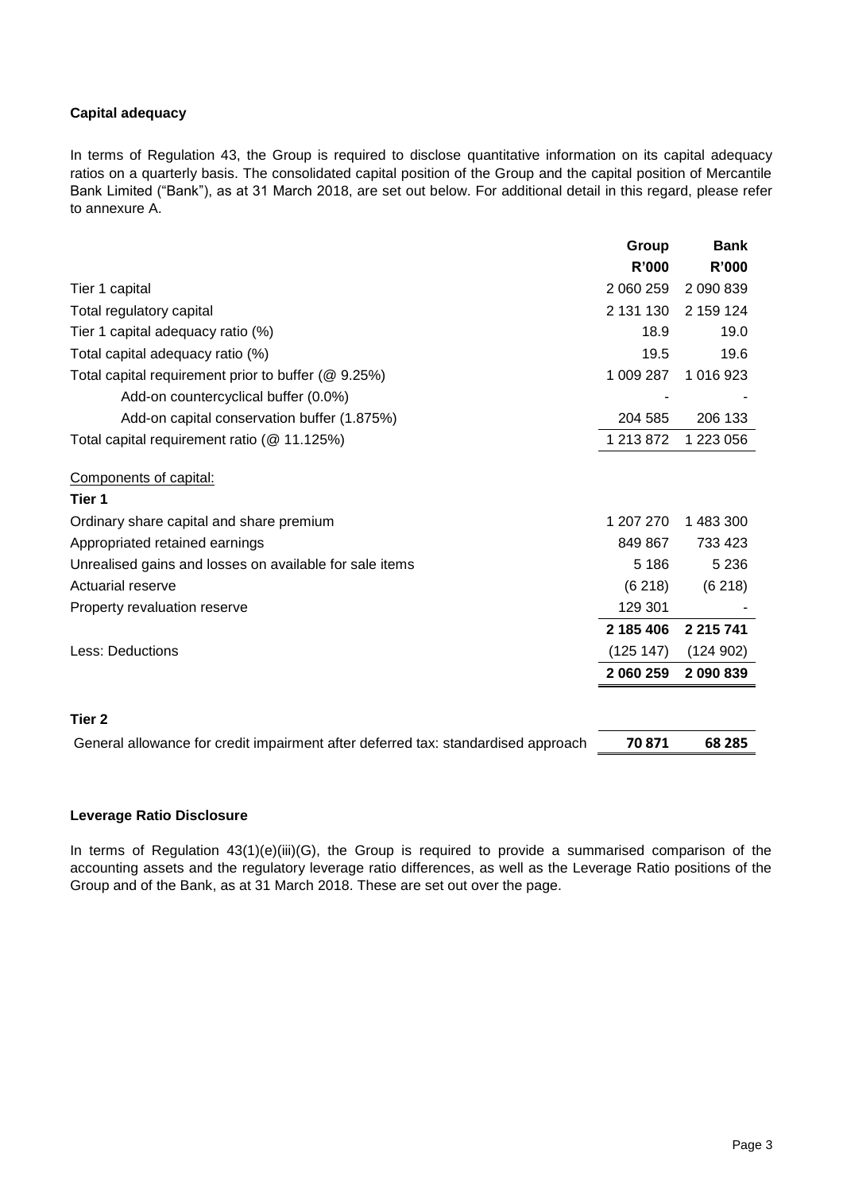**Capital adequacy**

In terms of Regulation 43, the Group is required to disclose quantitative information on its capital adequacy ratios on a quarterly basis. The consolidated capital position of the Group and the capital position of Mercantile Bank Limited ("Bank"), as at 31 March 2018, are set out below. For additional detail in this regard, please refer to annexure A.

| | Group | Bank |
|---|---|---|
| | R'000 | R'000 |
| Tier 1 capital | 2 060 259 | 2 090 839 |
| Total regulatory capital | 2 131 130 | 2 159 124 |
| Tier 1 capital adequacy ratio (%) | 18.9 | 19.0 |
| Total capital adequacy ratio (%) | 19.5 | 19.6 |
| Total capital requirement prior to buffer (@ 9.25%) | 1 009 287 | 1 016 923 |
| Add-on countercyclical buffer (0.0%) | - | - |
| Add-on capital conservation buffer (1.875%) | 204 585 | 206 133 |
| Total capital requirement ratio (@ 11.125%) | 1 213 872 | 1 223 056 |
| Components of capital: | | |
| **Tier 1** | | |
| Ordinary share capital and share premium | 1 207 270 | 1 483 300 |
| Appropriated retained earnings | 849 867 | 733 423 |
| Unrealised gains and losses on available for sale items | 5 186 | 5 236 |
| Actuarial reserve | (6 218) | (6 218) |
| Property revaluation reserve | 129 301 | - |
| | **2 185 406** | **2 215 741** |
| Less: Deductions | (125 147) | (124 902) |
| | **2 060 259** | **2 090 839** |
| **Tier 2** | | |
| General allowance for credit impairment after deferred tax: standardised approach | **70 871** | **68 285** |

**Leverage Ratio Disclosure**

In terms of Regulation 43(1)(e)(iii)(G), the Group is required to provide a summarised comparison of the accounting assets and the regulatory leverage ratio differences, as well as the Leverage Ratio positions of the Group and of the Bank, as at 31 March 2018. These are set out over the page.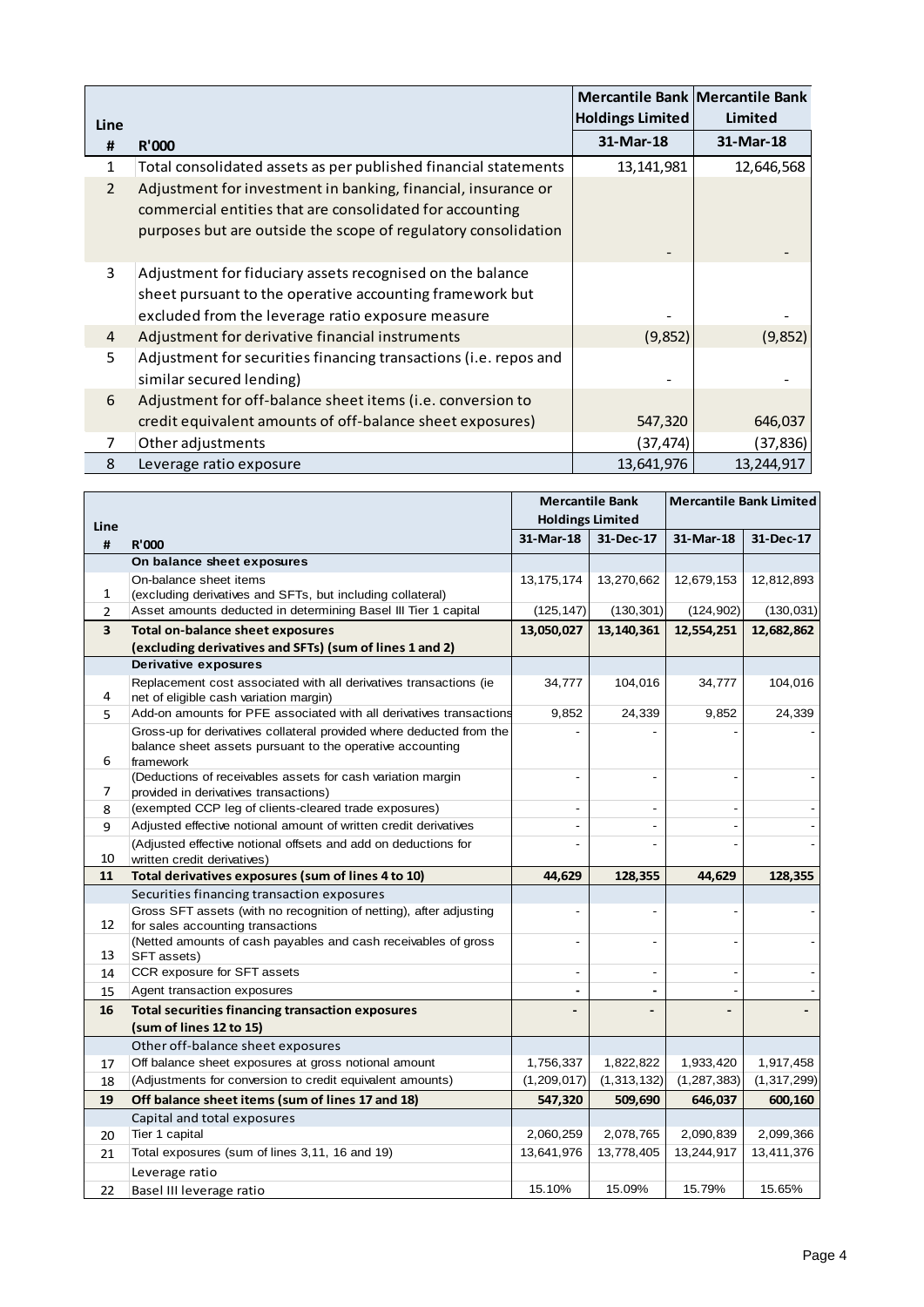| Line # | R'000 | Mercantile Bank Holdings Limited 31-Mar-18 | Mercantile Bank Limited 31-Mar-18 |
|---|---|---|---|
| 1 | Total consolidated assets as per published financial statements | 13,141,981 | 12,646,568 |
| 2 | Adjustment for investment in banking, financial, insurance or commercial entities that are consolidated for accounting purposes but are outside the scope of regulatory consolidation | - | - |
| 3 | Adjustment for fiduciary assets recognised on the balance sheet pursuant to the operative accounting framework but excluded from the leverage ratio exposure measure | - | - |
| 4 | Adjustment for derivative financial instruments | (9,852) | (9,852) |
| 5 | Adjustment for securities financing transactions (i.e. repos and similar secured lending) | - | - |
| 6 | Adjustment for off-balance sheet items (i.e. conversion to credit equivalent amounts of off-balance sheet exposures) | 547,320 | 646,037 |
| 7 | Other adjustments | (37,474) | (37,836) |
| 8 | Leverage ratio exposure | 13,641,976 | 13,244,917 |

| Line | | Mercantile Bank Holdings Limited | | Mercantile Bank Limited | |
|---|---|---|---|---|---|
| # | R'000 | 31-Mar-18 | 31-Dec-17 | 31-Mar-18 | 31-Dec-17 |
| | **On balance sheet exposures** | | | | |
| 1 | On-balance sheet items (excluding derivatives and SFTs, but including collateral) | 13,175,174 | 13,270,662 | 12,679,153 | 12,812,893 |
| 2 | Asset amounts deducted in determining Basel III Tier 1 capital | (125,147) | (130,301) | (124,902) | (130,031) |
| **3** | **Total on-balance sheet exposures (excluding derivatives and SFTs) (sum of lines 1 and 2)** | **13,050,027** | **13,140,361** | **12,554,251** | **12,682,862** |
| | **Derivative exposures** | | | | |
| 4 | Replacement cost associated with all derivatives transactions (ie net of eligible cash variation margin) | 34,777 | 104,016 | 34,777 | 104,016 |
| 5 | Add-on amounts for PFE associated with all derivatives transactions | 9,852 | 24,339 | 9,852 | 24,339 |
| 6 | Gross-up for derivatives collateral provided where deducted from the balance sheet assets pursuant to the operative accounting framework | - | - | - | - |
| 7 | (Deductions of receivables assets for cash variation margin provided in derivatives transactions) | - | - | - | - |
| 8 | (exempted CCP leg of clients-cleared trade exposures) | - | - | - | - |
| 9 | Adjusted effective notional amount of written credit derivatives | - | - | - | - |
| 10 | (Adjusted effective notional offsets and add on deductions for written credit derivatives) | - | - | - | - |
| **11** | **Total derivatives exposures (sum of lines 4 to 10)** | **44,629** | **128,355** | **44,629** | **128,355** |
| | Securities financing transaction exposures | | | | |
| 12 | Gross SFT assets (with no recognition of netting), after adjusting for sales accounting transactions | - | - | - | - |
| 13 | (Netted amounts of cash payables and cash receivables of gross SFT assets) | - | - | - | - |
| 14 | CCR exposure for SFT assets | - | - | - | - |
| 15 | Agent transaction exposures | - | - | - | - |
| **16** | **Total securities financing transaction exposures (sum of lines 12 to 15)** | **-** | **-** | **-** | **-** |
| | Other off-balance sheet exposures | | | | |
| 17 | Off balance sheet exposures at gross notional amount | 1,756,337 | 1,822,822 | 1,933,420 | 1,917,458 |
| 18 | (Adjustments for conversion to credit equivalent amounts) | (1,209,017) | (1,313,132) | (1,287,383) | (1,317,299) |
| **19** | **Off balance sheet items (sum of lines 17 and 18)** | **547,320** | **509,690** | **646,037** | **600,160** |
| | Capital and total exposures | | | | |
| 20 | Tier 1 capital | 2,060,259 | 2,078,765 | 2,090,839 | 2,099,366 |
| 21 | Total exposures (sum of lines 3,11, 16 and 19) | 13,641,976 | 13,778,405 | 13,244,917 | 13,411,376 |
| | Leverage ratio | | | | |
| 22 | Basel III leverage ratio | 15.10% | 15.09% | 15.79% | 15.65% |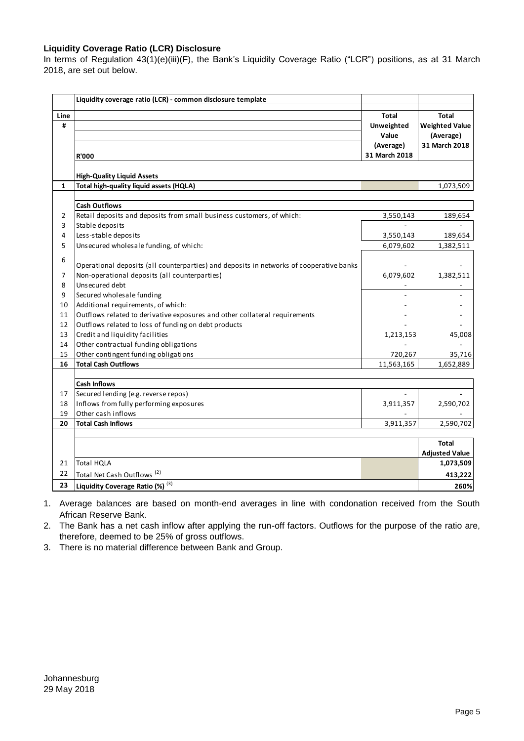### Liquidity Coverage Ratio (LCR) Disclosure

In terms of Regulation 43(1)(e)(iii)(F), the Bank's Liquidity Coverage Ratio ("LCR") positions, as at 31 March 2018, are set out below.

| Line # | Liquidity coverage ratio (LCR) - common disclosure template<br>R'000 | Total Unweighted Value (Average) 31 March 2018 | Total Weighted Value (Average) 31 March 2018 |
|---|---|---|---|
| | **High-Quality Liquid Assets** | | |
| **1** | **Total high-quality liquid assets (HQLA)** | | 1,073,509 |
| | **Cash Outflows** | | |
| 2 | Retail deposits and deposits from small business customers, of which: | 3,550,143 | 189,654 |
| 3 | Stable deposits | - | - |
| 4 | Less-stable deposits | 3,550,143 | 189,654 |
| 5 | Unsecured wholesale funding, of which: | 6,079,602 | 1,382,511 |
| 6 | Operational deposits (all counterparties) and deposits in networks of cooperative banks | - | - |
| 7 | Non-operational deposits (all counterparties) | 6,079,602 | 1,382,511 |
| 8 | Unsecured debt | - | - |
| 9 | Secured wholesale funding | - | - |
| 10 | Additional requirements, of which: | - | - |
| 11 | Outflows related to derivative exposures and other collateral requirements | - | - |
| 12 | Outflows related to loss of funding on debt products | - | - |
| 13 | Credit and liquidity facilities | 1,213,153 | 45,008 |
| 14 | Other contractual funding obligations | - | - |
| 15 | Other contingent funding obligations | 720,267 | 35,716 |
| **16** | **Total Cash Outflows** | 11,563,165 | 1,652,889 |
| | **Cash Inflows** | | |
| 17 | Secured lending (e.g. reverse repos) | - | - |
| 18 | Inflows from fully performing exposures | 3,911,357 | 2,590,702 |
| 19 | Other cash inflows | - | - |
| **20** | **Total Cash Inflows** | 3,911,357 | 2,590,702 |
| | | | **Total Adjusted Value** |
| 21 | Total HQLA | | **1,073,509** |
| 22 | Total Net Cash Outflows [2] | | **413,222** |
| **23** | **Liquidity Coverage Ratio (%)** [3] | | **260%** |

1. Average balances are based on month-end averages in line with condonation received from the South African Reserve Bank.
2. The Bank has a net cash inflow after applying the run-off factors. Outflows for the purpose of the ratio are, therefore, deemed to be 25% of gross outflows.
3. There is no material difference between Bank and Group.

Johannesburg
29 May 2018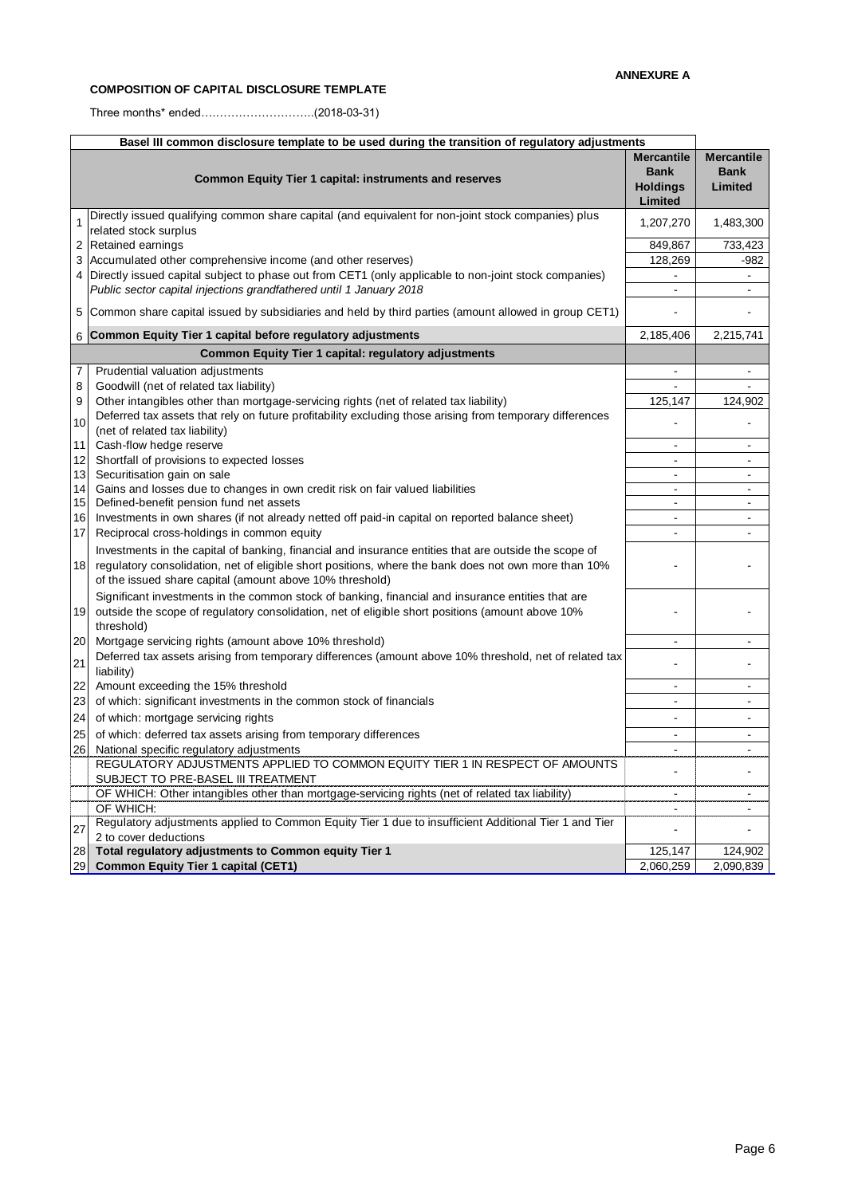**ANNEXURE A**

**COMPOSITION OF CAPITAL DISCLOSURE TEMPLATE**

Three months* ended………………………..(2018-03-31)

| | **Basel III common disclosure template to be used during the transition of regulatory adjustments** | | |
|---|---|---|---|
| | **Common Equity Tier 1 capital: instruments and reserves** | **Mercantile Bank Holdings Limited** | **Mercantile Bank Limited** |
| 1 | Directly issued qualifying common share capital (and equivalent for non-joint stock companies) plus related stock surplus | 1,207,270 | 1,483,300 |
| 2 | Retained earnings | 849,867 | 733,423 |
| 3 | Accumulated other comprehensive income (and other reserves) | 128,269 | -982 |
| 4 | Directly issued capital subject to phase out from CET1 (only applicable to non-joint stock companies) | - | - |
| | *Public sector capital injections grandfathered until 1 January 2018* | - | - |
| 5 | Common share capital issued by subsidiaries and held by third parties (amount allowed in group CET1) | - | - |
| 6 | **Common Equity Tier 1 capital before regulatory adjustments** | 2,185,406 | 2,215,741 |
| | **Common Equity Tier 1 capital: regulatory adjustments** | | |
| 7 | Prudential valuation adjustments | - | - |
| 8 | Goodwill (net of related tax liability) | - | - |
| 9 | Other intangibles other than mortgage-servicing rights (net of related tax liability) | 125,147 | 124,902 |
| 10 | Deferred tax assets that rely on future profitability excluding those arising from temporary differences (net of related tax liability) | - | - |
| 11 | Cash-flow hedge reserve | - | - |
| 12 | Shortfall of provisions to expected losses | - | - |
| 13 | Securitisation gain on sale | - | - |
| 14 | Gains and losses due to changes in own credit risk on fair valued liabilities | - | - |
| 15 | Defined-benefit pension fund net assets | - | - |
| 16 | Investments in own shares (if not already netted off paid-in capital on reported balance sheet) | - | - |
| 17 | Reciprocal cross-holdings in common equity | - | - |
| 18 | Investments in the capital of banking, financial and insurance entities that are outside the scope of regulatory consolidation, net of eligible short positions, where the bank does not own more than 10% of the issued share capital (amount above 10% threshold) | - | - |
| 19 | Significant investments in the common stock of banking, financial and insurance entities that are outside the scope of regulatory consolidation, net of eligible short positions (amount above 10% threshold) | - | - |
| 20 | Mortgage servicing rights (amount above 10% threshold) | - | - |
| 21 | Deferred tax assets arising from temporary differences (amount above 10% threshold, net of related tax liability) | - | - |
| 22 | Amount exceeding the 15% threshold | - | - |
| 23 | of which: significant investments in the common stock of financials | - | - |
| 24 | of which: mortgage servicing rights | - | - |
| 25 | of which: deferred tax assets arising from temporary differences | - | - |
| 26 | National specific regulatory adjustments | - | - |
| | REGULATORY ADJUSTMENTS APPLIED TO COMMON EQUITY TIER 1 IN RESPECT OF AMOUNTS SUBJECT TO PRE-BASEL III TREATMENT | - | - |
| | OF WHICH: Other intangibles other than mortgage-servicing rights (net of related tax liability) | - | - |
| | OF WHICH: | - | - |
| 27 | Regulatory adjustments applied to Common Equity Tier 1 due to insufficient Additional Tier 1 and Tier 2 to cover deductions | - | - |
| 28 | **Total regulatory adjustments to Common equity Tier 1** | 125,147 | 124,902 |
| 29 | **Common Equity Tier 1 capital (CET1)** | 2,060,259 | 2,090,839 |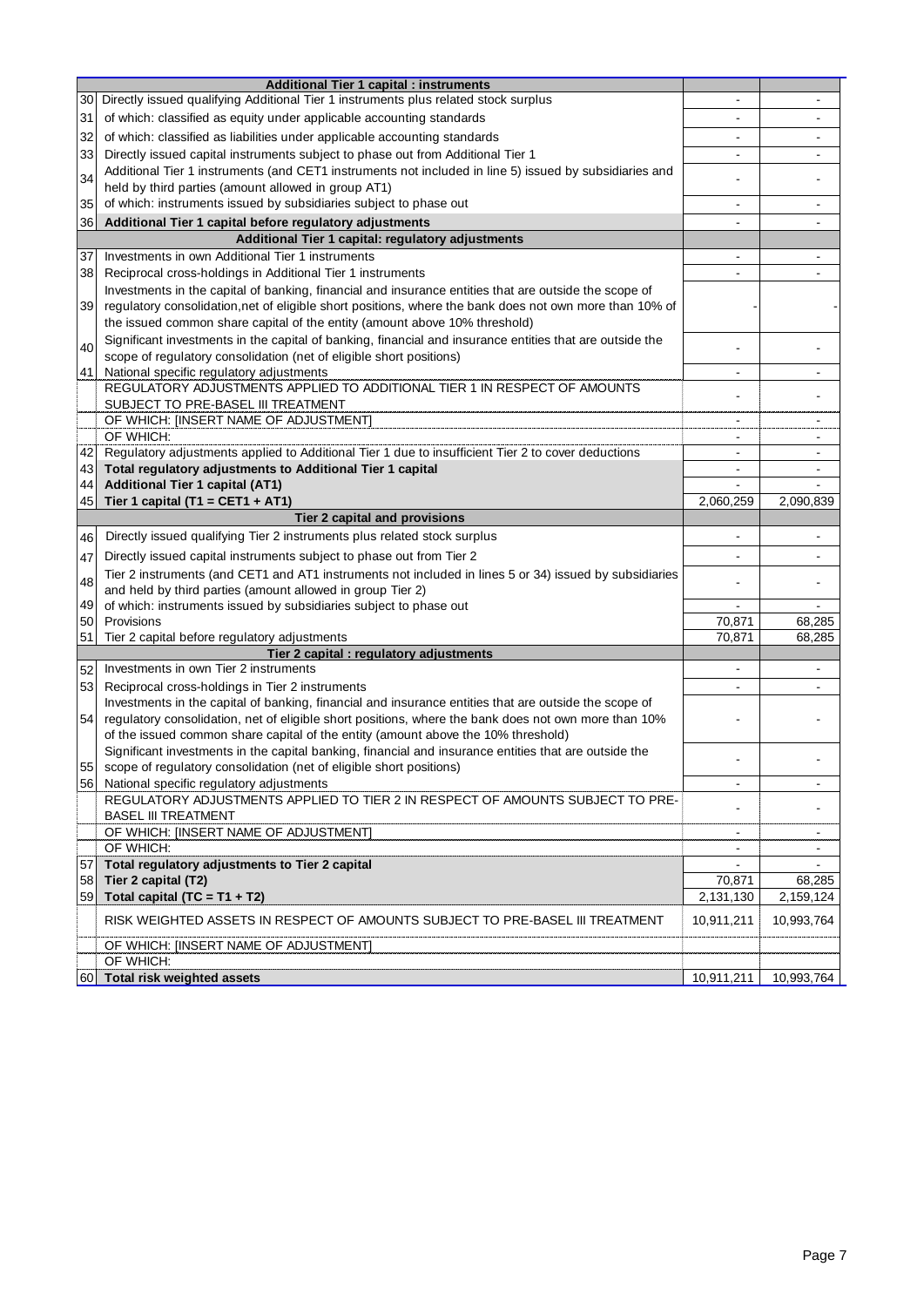| | Additional Tier 1 capital : instruments | | |
|---|---|---|---|
| 30 | Directly issued qualifying Additional Tier 1 instruments plus related stock surplus | - | - |
| 31 | of which: classified as equity under applicable accounting standards | - | - |
| 32 | of which: classified as liabilities under applicable accounting standards | - | - |
| 33 | Directly issued capital instruments subject to phase out from Additional Tier 1 | - | - |
| 34 | Additional Tier 1 instruments (and CET1 instruments not included in line 5) issued by subsidiaries and held by third parties (amount allowed in group AT1) | - | - |
| 35 | of which: instruments issued by subsidiaries subject to phase out | - | - |
| 36 | **Additional Tier 1 capital before regulatory adjustments** | - | - |
| | **Additional Tier 1 capital: regulatory adjustments** | | |
| 37 | Investments in own Additional Tier 1 instruments | - | - |
| 38 | Reciprocal cross-holdings in Additional Tier 1 instruments | - | - |
| 39 | Investments in the capital of banking, financial and insurance entities that are outside the scope of regulatory consolidation,net of eligible short positions, where the bank does not own more than 10% of the issued common share capital of the entity (amount above 10% threshold) | - | - |
| 40 | Significant investments in the capital of banking, financial and insurance entities that are outside the scope of regulatory consolidation (net of eligible short positions) | - | - |
| 41 | National specific regulatory adjustments | - | - |
| | REGULATORY ADJUSTMENTS APPLIED TO ADDITIONAL TIER 1 IN RESPECT OF AMOUNTS SUBJECT TO PRE-BASEL III TREATMENT | - | - |
| | OF WHICH: [INSERT NAME OF ADJUSTMENT] | - | - |
| | OF WHICH: | - | - |
| 42 | Regulatory adjustments applied to Additional Tier 1 due to insufficient Tier 2 to cover deductions | - | - |
| 43 | **Total regulatory adjustments to Additional Tier 1 capital** | - | - |
| 44 | **Additional Tier 1 capital (AT1)** | - | - |
| 45 | **Tier 1 capital (T1 = CET1 + AT1)** | 2,060,259 | 2,090,839 |
| | **Tier 2 capital and provisions** | | |
| 46 | Directly issued qualifying Tier 2 instruments plus related stock surplus | - | - |
| 47 | Directly issued capital instruments subject to phase out from Tier 2 | - | - |
| 48 | Tier 2 instruments (and CET1 and AT1 instruments not included in lines 5 or 34) issued by subsidiaries and held by third parties (amount allowed in group Tier 2) | - | - |
| 49 | of which: instruments issued by subsidiaries subject to phase out | - | - |
| 50 | Provisions | 70,871 | 68,285 |
| 51 | Tier 2 capital before regulatory adjustments | 70,871 | 68,285 |
| | **Tier 2 capital : regulatory adjustments** | | |
| 52 | Investments in own Tier 2 instruments | - | - |
| 53 | Reciprocal cross-holdings in Tier 2 instruments | - | - |
| 54 | Investments in the capital of banking, financial and insurance entities that are outside the scope of regulatory consolidation, net of eligible short positions, where the bank does not own more than 10% of the issued common share capital of the entity (amount above the 10% threshold) | - | - |
| 55 | Significant investments in the capital banking, financial and insurance entities that are outside the scope of regulatory consolidation (net of eligible short positions) | - | - |
| 56 | National specific regulatory adjustments | - | - |
| | REGULATORY ADJUSTMENTS APPLIED TO TIER 2 IN RESPECT OF AMOUNTS SUBJECT TO PRE-BASEL III TREATMENT | - | - |
| | OF WHICH: [INSERT NAME OF ADJUSTMENT] | - | - |
| | OF WHICH: | - | - |
| 57 | **Total regulatory adjustments to Tier 2 capital** | - | - |
| 58 | **Tier 2 capital (T2)** | 70,871 | 68,285 |
| 59 | **Total capital (TC = T1 + T2)** | 2,131,130 | 2,159,124 |
| | RISK WEIGHTED ASSETS IN RESPECT OF AMOUNTS SUBJECT TO PRE-BASEL III TREATMENT | 10,911,211 | 10,993,764 |
| | OF WHICH: [INSERT NAME OF ADJUSTMENT] | | |
| | OF WHICH: | | |
| 60 | **Total risk weighted assets** | 10,911,211 | 10,993,764 |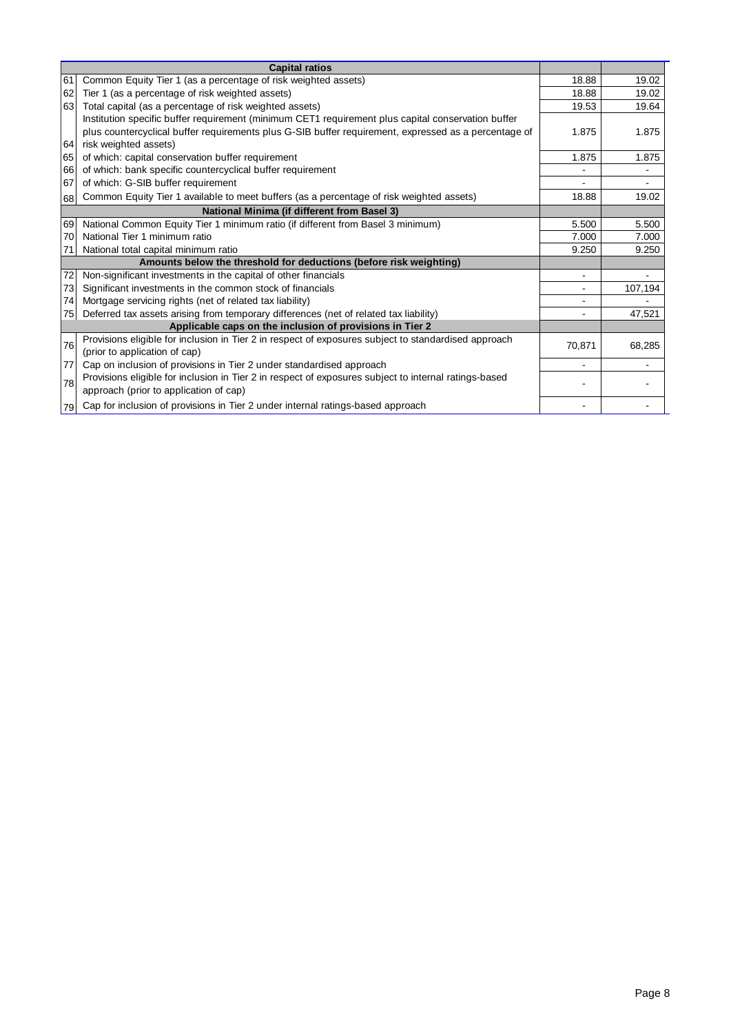| | | | |
|---|---|---|---|
| | **Capital ratios** | | |
| 61 | Common Equity Tier 1 (as a percentage of risk weighted assets) | 18.88 | 19.02 |
| 62 | Tier 1 (as a percentage of risk weighted assets) | 18.88 | 19.02 |
| 63 | Total capital (as a percentage of risk weighted assets) | 19.53 | 19.64 |
| 64 | Institution specific buffer requirement (minimum CET1 requirement plus capital conservation buffer plus countercyclical buffer requirements plus G-SIB buffer requirement, expressed as a percentage of risk weighted assets) | 1.875 | 1.875 |
| 65 | of which: capital conservation buffer requirement | 1.875 | 1.875 |
| 66 | of which: bank specific countercyclical buffer requirement | - | - |
| 67 | of which: G-SIB buffer requirement | - | - |
| 68 | Common Equity Tier 1 available to meet buffers (as a percentage of risk weighted assets) | 18.88 | 19.02 |
| | **National Minima (if different from Basel 3)** | | |
| 69 | National Common Equity Tier 1 minimum ratio (if different from Basel 3 minimum) | 5.500 | 5.500 |
| 70 | National Tier 1 minimum ratio | 7.000 | 7.000 |
| 71 | National total capital minimum ratio | 9.250 | 9.250 |
| | **Amounts below the threshold for deductions (before risk weighting)** | | |
| 72 | Non-significant investments in the capital of other financials | - | - |
| 73 | Significant investments in the common stock of financials | - | 107,194 |
| 74 | Mortgage servicing rights (net of related tax liability) | - | - |
| 75 | Deferred tax assets arising from temporary differences (net of related tax liability) | - | 47,521 |
| | **Applicable caps on the inclusion of provisions in Tier 2** | | |
| 76 | Provisions eligible for inclusion in Tier 2 in respect of exposures subject to standardised approach (prior to application of cap) | 70,871 | 68,285 |
| 77 | Cap on inclusion of provisions in Tier 2 under standardised approach | - | - |
| 78 | Provisions eligible for inclusion in Tier 2 in respect of exposures subject to internal ratings-based approach (prior to application of cap) | - | - |
| 79 | Cap for inclusion of provisions in Tier 2 under internal ratings-based approach | - | - |